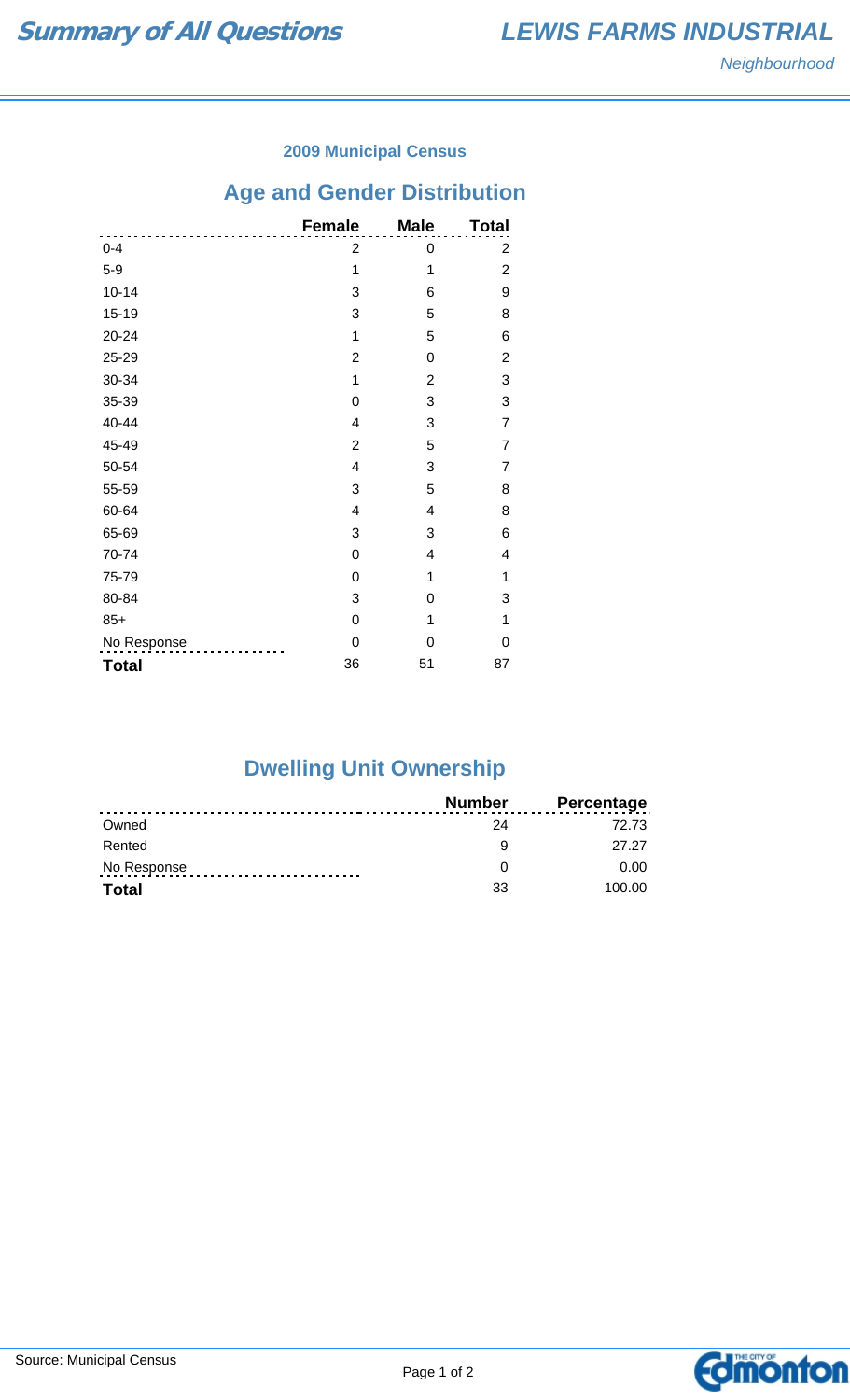# Summary of All Questions

## LEWIS FARMS INDUSTRIAL

*Neighbourhood*

### 2009 Municipal Census

## Age and Gender Distribution

| | Female | Male | Total |
|---|---|---|---|
| 0-4 | 2 | 0 | 2 |
| 5-9 | 1 | 1 | 2 |
| 10-14 | 3 | 6 | 9 |
| 15-19 | 3 | 5 | 8 |
| 20-24 | 1 | 5 | 6 |
| 25-29 | 2 | 0 | 2 |
| 30-34 | 1 | 2 | 3 |
| 35-39 | 0 | 3 | 3 |
| 40-44 | 4 | 3 | 7 |
| 45-49 | 2 | 5 | 7 |
| 50-54 | 4 | 3 | 7 |
| 55-59 | 3 | 5 | 8 |
| 60-64 | 4 | 4 | 8 |
| 65-69 | 3 | 3 | 6 |
| 70-74 | 0 | 4 | 4 |
| 75-79 | 0 | 1 | 1 |
| 80-84 | 3 | 0 | 3 |
| 85+ | 0 | 1 | 1 |
| No Response | 0 | 0 | 0 |
| **Total** | 36 | 51 | 87 |

## Dwelling Unit Ownership

| | Number | Percentage |
|---|---|---|
| Owned | 24 | 72.73 |
| Rented | 9 | 27.27 |
| No Response | 0 | 0.00 |
| **Total** | 33 | 100.00 |

Source: Municipal Census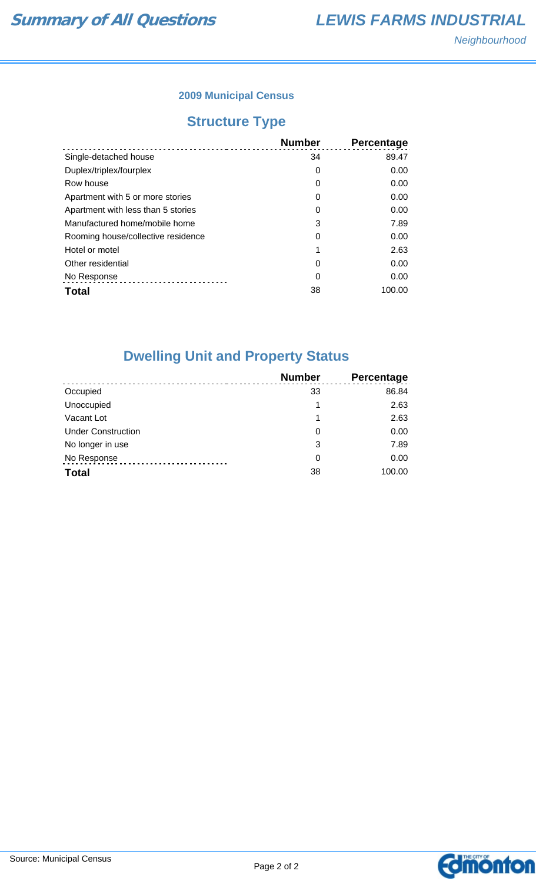**2009 Municipal Census**

## Structure Type

| | Number | Percentage |
|---|---|---|
| Single-detached house | 34 | 89.47 |
| Duplex/triplex/fourplex | 0 | 0.00 |
| Row house | 0 | 0.00 |
| Apartment with 5 or more stories | 0 | 0.00 |
| Apartment with less than 5 stories | 0 | 0.00 |
| Manufactured home/mobile home | 3 | 7.89 |
| Rooming house/collective residence | 0 | 0.00 |
| Hotel or motel | 1 | 2.63 |
| Other residential | 0 | 0.00 |
| No Response | 0 | 0.00 |
| **Total** | 38 | 100.00 |

## Dwelling Unit and Property Status

| | Number | Percentage |
|---|---|---|
| Occupied | 33 | 86.84 |
| Unoccupied | 1 | 2.63 |
| Vacant Lot | 1 | 2.63 |
| Under Construction | 0 | 0.00 |
| No longer in use | 3 | 7.89 |
| No Response | 0 | 0.00 |
| **Total** | 38 | 100.00 |

Source: Municipal Census